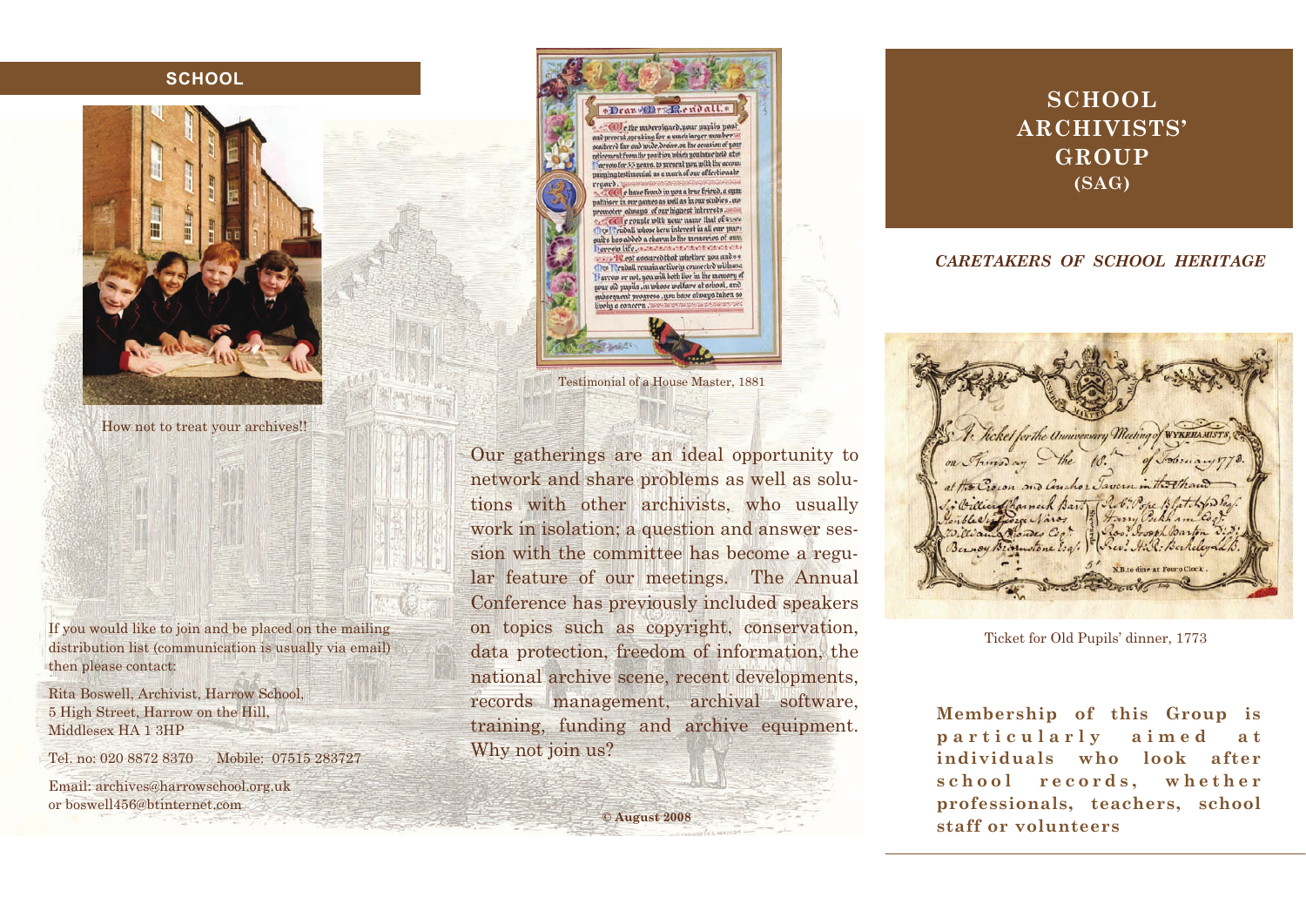SCHOOL

How not to treat your archives!!

If you would like to join and be placed on the mailing distribution list (communication is usually via email) then please contact:

Rita Boswell, Archivist, Harrow School,
5 High Street, Harrow on the Hill,
Middlesex HA 1 3HP

Tel. no: 020 8872 8370     Mobile: 07515 283727

Email: archives@harrowschool.org.uk
or boswell456@btinternet.com

Testimonial of a House Master, 1881

Our gatherings are an ideal opportunity to network and share problems as well as solutions with other archivists, who usually work in isolation; a question and answer session with the committee has become a regular feature of our meetings. The Annual Conference has previously included speakers on topics such as copyright, conservation, data protection, freedom of information, the national archive scene, recent developments, records management, archival software, training, funding and archive equipment. Why not join us?

© August 2008

# SCHOOL ARCHIVISTS' GROUP (SAG)

***CARETAKERS OF SCHOOL HERITAGE***

Ticket for Old Pupils' dinner, 1773

**Membership of this Group is particularly aimed at individuals who look after school records, whether professionals, teachers, school staff or volunteers**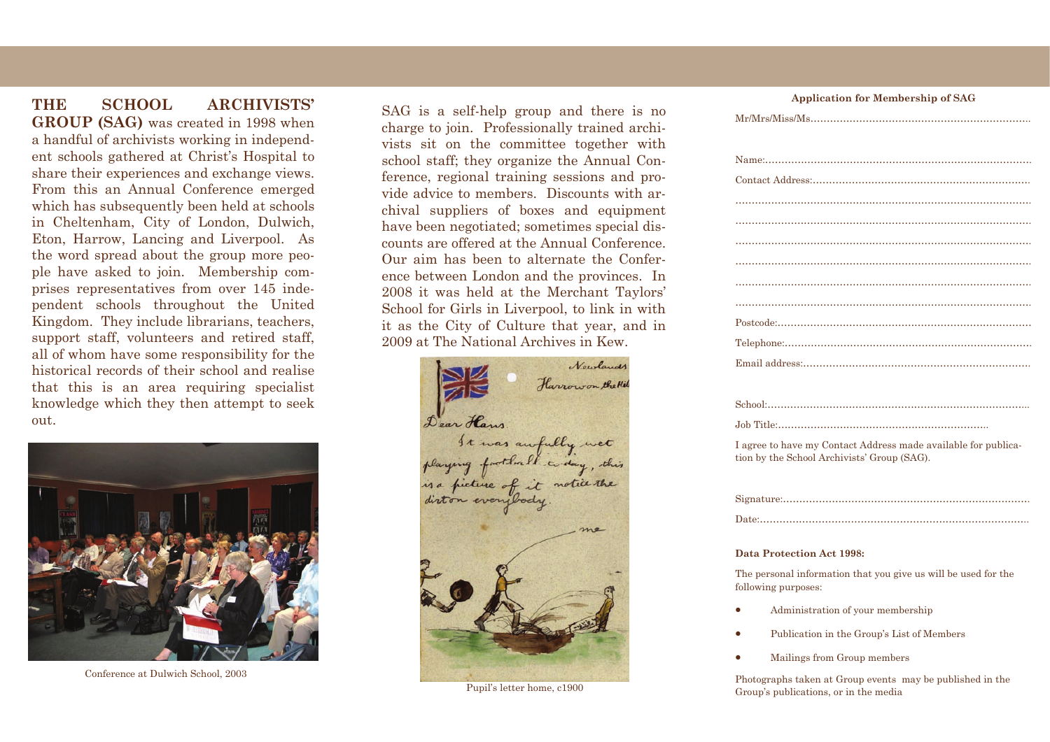**THE SCHOOL ARCHIVISTS' GROUP (SAG)** was created in 1998 when a handful of archivists working in independent schools gathered at Christ's Hospital to share their experiences and exchange views. From this an Annual Conference emerged which has subsequently been held at schools in Cheltenham, City of London, Dulwich, Eton, Harrow, Lancing and Liverpool. As the word spread about the group more people have asked to join. Membership comprises representatives from over 145 independent schools throughout the United Kingdom. They include librarians, teachers, support staff, volunteers and retired staff, all of whom have some responsibility for the historical records of their school and realise that this is an area requiring specialist knowledge which they then attempt to seek out.

Conference at Dulwich School, 2003

SAG is a self-help group and there is no charge to join. Professionally trained archivists sit on the committee together with school staff; they organize the Annual Conference, regional training sessions and provide advice to members. Discounts with archival suppliers of boxes and equipment have been negotiated; sometimes special discounts are offered at the Annual Conference. Our aim has been to alternate the Conference between London and the provinces. In 2008 it was held at the Merchant Taylors' School for Girls in Liverpool, to link in with it as the City of Culture that year, and in 2009 at The National Archives in Kew.

Pupil's letter home, c1900

**Application for Membership of SAG**

Mr/Mrs/Miss/Ms..................................................................

Name:..................................................................................

Contact Address:..................................................................

..........................................................................................

..........................................................................................

..........................................................................................

..........................................................................................

..........................................................................................

..........................................................................................

Postcode:.............................................................................

Telephone:...........................................................................

Email address:.....................................................................

School:................................................................................

Job Title:................................................................

I agree to have my Contact Address made available for publication by the School Archivists' Group (SAG).

Signature:............................................................................

Date:...................................................................................

**Data Protection Act 1998:**

The personal information that you give us will be used for the following purposes:

- Administration of your membership
- Publication in the Group's List of Members
- Mailings from Group members

Photographs taken at Group events may be published in the Group's publications, or in the media